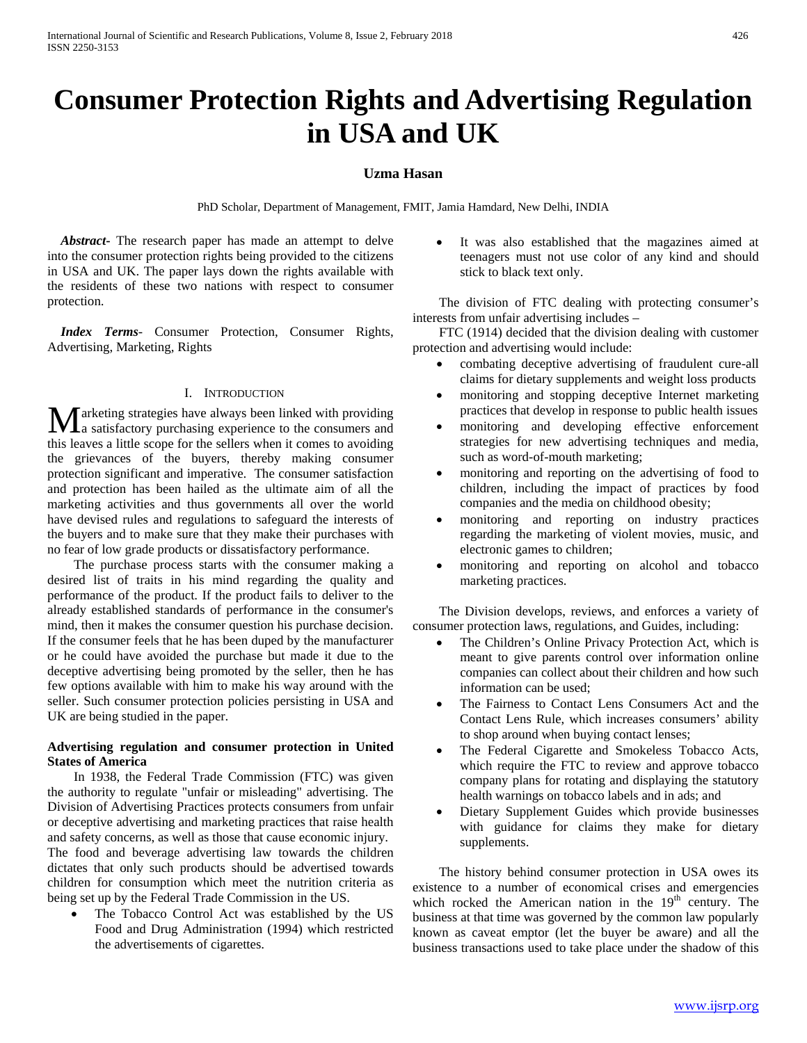# Consumer Protection Rights and Advertising Regulation in USA and UK

**Uzma Hasan**

PhD Scholar, Department of Management, FMIT, Jamia Hamdard, New Delhi, INDIA

***Abstract***- The research paper has made an attempt to delve into the consumer protection rights being provided to the citizens in USA and UK. The paper lays down the rights available with the residents of these two nations with respect to consumer protection.

***Index Terms***- Consumer Protection, Consumer Rights, Advertising, Marketing, Rights

## I. Introduction

Marketing strategies have always been linked with providing a satisfactory purchasing experience to the consumers and this leaves a little scope for the sellers when it comes to avoiding the grievances of the buyers, thereby making consumer protection significant and imperative. The consumer satisfaction and protection has been hailed as the ultimate aim of all the marketing activities and thus governments all over the world have devised rules and regulations to safeguard the interests of the buyers and to make sure that they make their purchases with no fear of low grade products or dissatisfactory performance.

The purchase process starts with the consumer making a desired list of traits in his mind regarding the quality and performance of the product. If the product fails to deliver to the already established standards of performance in the consumer's mind, then it makes the consumer question his purchase decision. If the consumer feels that he has been duped by the manufacturer or he could have avoided the purchase but made it due to the deceptive advertising being promoted by the seller, then he has few options available with him to make his way around with the seller. Such consumer protection policies persisting in USA and UK are being studied in the paper.

**Advertising regulation and consumer protection in United States of America**

In 1938, the Federal Trade Commission (FTC) was given the authority to regulate "unfair or misleading" advertising. The Division of Advertising Practices protects consumers from unfair or deceptive advertising and marketing practices that raise health and safety concerns, as well as those that cause economic injury. The food and beverage advertising law towards the children dictates that only such products should be advertised towards children for consumption which meet the nutrition criteria as being set up by the Federal Trade Commission in the US.

- The Tobacco Control Act was established by the US Food and Drug Administration (1994) which restricted the advertisements of cigarettes.
- It was also established that the magazines aimed at teenagers must not use color of any kind and should stick to black text only.

The division of FTC dealing with protecting consumer's interests from unfair advertising includes –

FTC (1914) decided that the division dealing with customer protection and advertising would include:

- combating deceptive advertising of fraudulent cure-all claims for dietary supplements and weight loss products
- monitoring and stopping deceptive Internet marketing practices that develop in response to public health issues
- monitoring and developing effective enforcement strategies for new advertising techniques and media, such as word-of-mouth marketing;
- monitoring and reporting on the advertising of food to children, including the impact of practices by food companies and the media on childhood obesity;
- monitoring and reporting on industry practices regarding the marketing of violent movies, music, and electronic games to children;
- monitoring and reporting on alcohol and tobacco marketing practices.

The Division develops, reviews, and enforces a variety of consumer protection laws, regulations, and Guides, including:

- The Children's Online Privacy Protection Act, which is meant to give parents control over information online companies can collect about their children and how such information can be used;
- The Fairness to Contact Lens Consumers Act and the Contact Lens Rule, which increases consumers' ability to shop around when buying contact lenses;
- The Federal Cigarette and Smokeless Tobacco Acts, which require the FTC to review and approve tobacco company plans for rotating and displaying the statutory health warnings on tobacco labels and in ads; and
- Dietary Supplement Guides which provide businesses with guidance for claims they make for dietary supplements.

The history behind consumer protection in USA owes its existence to a number of economical crises and emergencies which rocked the American nation in the 19th century. The business at that time was governed by the common law popularly known as caveat emptor (let the buyer be aware) and all the business transactions used to take place under the shadow of this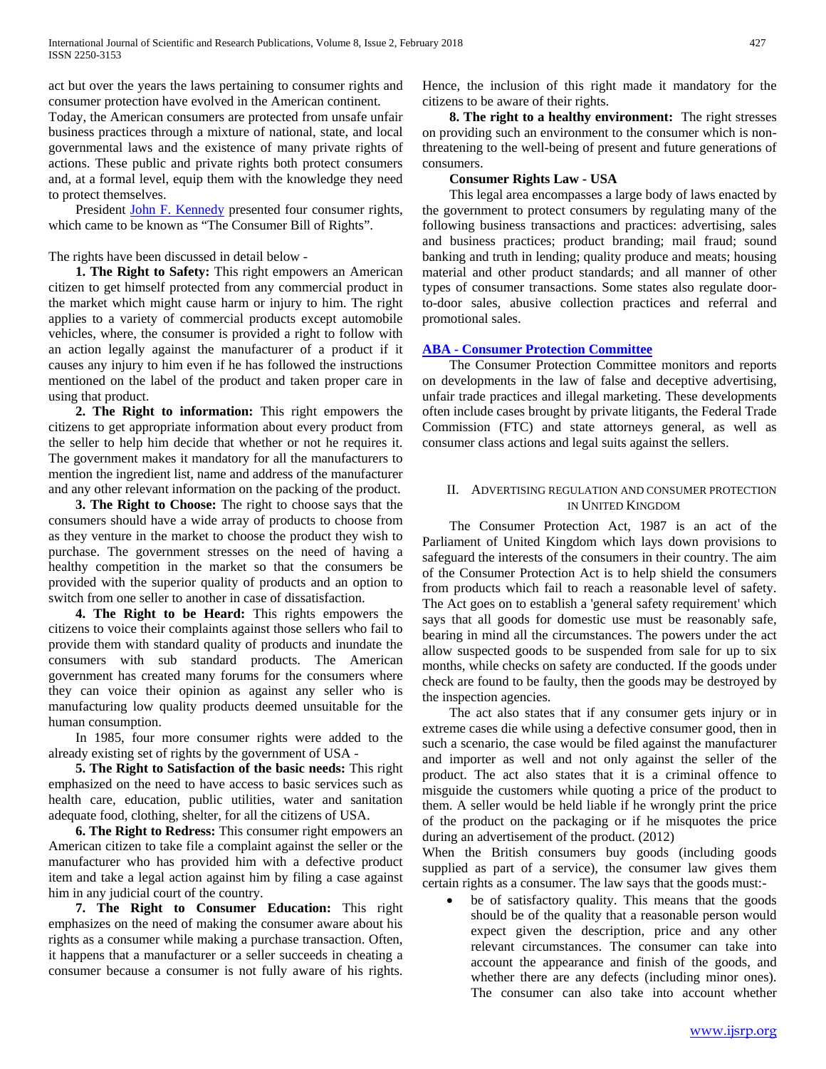act but over the years the laws pertaining to consumer rights and consumer protection have evolved in the American continent.

Today, the American consumers are protected from unsafe unfair business practices through a mixture of national, state, and local governmental laws and the existence of many private rights of actions. These public and private rights both protect consumers and, at a formal level, equip them with the knowledge they need to protect themselves.

President John F. Kennedy presented four consumer rights, which came to be known as "The Consumer Bill of Rights".

The rights have been discussed in detail below -

**1. The Right to Safety:** This right empowers an American citizen to get himself protected from any commercial product in the market which might cause harm or injury to him. The right applies to a variety of commercial products except automobile vehicles, where, the consumer is provided a right to follow with an action legally against the manufacturer of a product if it causes any injury to him even if he has followed the instructions mentioned on the label of the product and taken proper care in using that product.

**2. The Right to information:** This right empowers the citizens to get appropriate information about every product from the seller to help him decide that whether or not he requires it. The government makes it mandatory for all the manufacturers to mention the ingredient list, name and address of the manufacturer and any other relevant information on the packing of the product.

**3. The Right to Choose:** The right to choose says that the consumers should have a wide array of products to choose from as they venture in the market to choose the product they wish to purchase. The government stresses on the need of having a healthy competition in the market so that the consumers be provided with the superior quality of products and an option to switch from one seller to another in case of dissatisfaction.

**4. The Right to be Heard:** This rights empowers the citizens to voice their complaints against those sellers who fail to provide them with standard quality of products and inundate the consumers with sub standard products. The American government has created many forums for the consumers where they can voice their opinion as against any seller who is manufacturing low quality products deemed unsuitable for the human consumption.

In 1985, four more consumer rights were added to the already existing set of rights by the government of USA -

**5. The Right to Satisfaction of the basic needs:** This right emphasized on the need to have access to basic services such as health care, education, public utilities, water and sanitation adequate food, clothing, shelter, for all the citizens of USA.

**6. The Right to Redress:** This consumer right empowers an American citizen to take file a complaint against the seller or the manufacturer who has provided him with a defective product item and take a legal action against him by filing a case against him in any judicial court of the country.

**7. The Right to Consumer Education:** This right emphasizes on the need of making the consumer aware about his rights as a consumer while making a purchase transaction. Often, it happens that a manufacturer or a seller succeeds in cheating a consumer because a consumer is not fully aware of his rights. Hence, the inclusion of this right made it mandatory for the citizens to be aware of their rights.

**8. The right to a healthy environment:** The right stresses on providing such an environment to the consumer which is non-threatening to the well-being of present and future generations of consumers.

**Consumer Rights Law - USA**

This legal area encompasses a large body of laws enacted by the government to protect consumers by regulating many of the following business transactions and practices: advertising, sales and business practices; product branding; mail fraud; sound banking and truth in lending; quality produce and meats; housing material and other product standards; and all manner of other types of consumer transactions. Some states also regulate door-to-door sales, abusive collection practices and referral and promotional sales.

**ABA - Consumer Protection Committee**

The Consumer Protection Committee monitors and reports on developments in the law of false and deceptive advertising, unfair trade practices and illegal marketing. These developments often include cases brought by private litigants, the Federal Trade Commission (FTC) and state attorneys general, as well as consumer class actions and legal suits against the sellers.

## II. Advertising Regulation and Consumer Protection in United Kingdom

The Consumer Protection Act, 1987 is an act of the Parliament of United Kingdom which lays down provisions to safeguard the interests of the consumers in their country. The aim of the Consumer Protection Act is to help shield the consumers from products which fail to reach a reasonable level of safety. The Act goes on to establish a 'general safety requirement' which says that all goods for domestic use must be reasonably safe, bearing in mind all the circumstances. The powers under the act allow suspected goods to be suspended from sale for up to six months, while checks on safety are conducted. If the goods under check are found to be faulty, then the goods may be destroyed by the inspection agencies.

The act also states that if any consumer gets injury or in extreme cases die while using a defective consumer good, then in such a scenario, the case would be filed against the manufacturer and importer as well and not only against the seller of the product. The act also states that it is a criminal offence to misguide the customers while quoting a price of the product to them. A seller would be held liable if he wrongly print the price of the product on the packaging or if he misquotes the price during an advertisement of the product. (2012)

When the British consumers buy goods (including goods supplied as part of a service), the consumer law gives them certain rights as a consumer. The law says that the goods must:-

- be of satisfactory quality. This means that the goods should be of the quality that a reasonable person would expect given the description, price and any other relevant circumstances. The consumer can take into account the appearance and finish of the goods, and whether there are any defects (including minor ones). The consumer can also take into account whether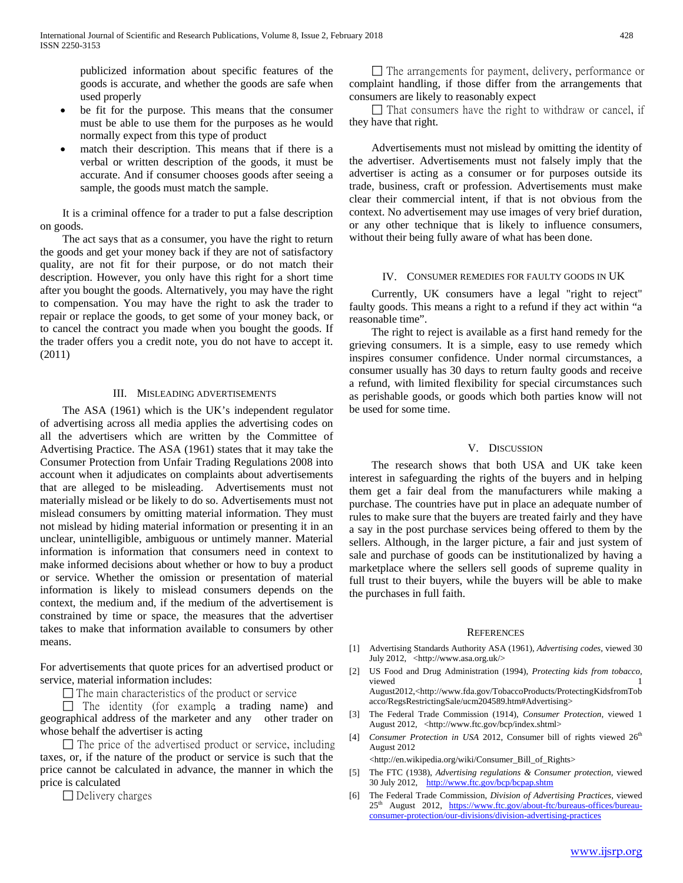publicized information about specific features of the goods is accurate, and whether the goods are safe when used properly

- be fit for the purpose. This means that the consumer must be able to use them for the purposes as he would normally expect from this type of product
- match their description. This means that if there is a verbal or written description of the goods, it must be accurate. And if consumer chooses goods after seeing a sample, the goods must match the sample.

It is a criminal offence for a trader to put a false description on goods.

The act says that as a consumer, you have the right to return the goods and get your money back if they are not of satisfactory quality, are not fit for their purpose, or do not match their description. However, you only have this right for a short time after you bought the goods. Alternatively, you may have the right to compensation. You may have the right to ask the trader to repair or replace the goods, to get some of your money back, or to cancel the contract you made when you bought the goods. If the trader offers you a credit note, you do not have to accept it. (2011)

## III. Misleading Advertisements

The ASA (1961) which is the UK's independent regulator of advertising across all media applies the advertising codes on all the advertisers which are written by the Committee of Advertising Practice. The ASA (1961) states that it may take the Consumer Protection from Unfair Trading Regulations 2008 into account when it adjudicates on complaints about advertisements that are alleged to be misleading. Advertisements must not materially mislead or be likely to do so. Advertisements must not mislead consumers by omitting material information. They must not mislead by hiding material information or presenting it in an unclear, unintelligible, ambiguous or untimely manner. Material information is information that consumers need in context to make informed decisions about whether or how to buy a product or service. Whether the omission or presentation of material information is likely to mislead consumers depends on the context, the medium and, if the medium of the advertisement is constrained by time or space, the measures that the advertiser takes to make that information available to consumers by other means.

For advertisements that quote prices for an advertised product or service, material information includes:

☐ The main characteristics of the product or service

☐ The identity (for example, a trading name) and geographical address of the marketer and any other trader on whose behalf the advertiser is acting

☐ The price of the advertised product or service, including taxes, or, if the nature of the product or service is such that the price cannot be calculated in advance, the manner in which the price is calculated

☐ Delivery charges

☐ The arrangements for payment, delivery, performance or complaint handling, if those differ from the arrangements that consumers are likely to reasonably expect

☐ That consumers have the right to withdraw or cancel, if they have that right.

Advertisements must not mislead by omitting the identity of the advertiser. Advertisements must not falsely imply that the advertiser is acting as a consumer or for purposes outside its trade, business, craft or profession. Advertisements must make clear their commercial intent, if that is not obvious from the context. No advertisement may use images of very brief duration, or any other technique that is likely to influence consumers, without their being fully aware of what has been done.

## IV. Consumer Remedies for Faulty Goods in UK

Currently, UK consumers have a legal "right to reject" faulty goods. This means a right to a refund if they act within "a reasonable time".

The right to reject is available as a first hand remedy for the grieving consumers. It is a simple, easy to use remedy which inspires consumer confidence. Under normal circumstances, a consumer usually has 30 days to return faulty goods and receive a refund, with limited flexibility for special circumstances such as perishable goods, or goods which both parties know will not be used for some time.

## V. Discussion

The research shows that both USA and UK take keen interest in safeguarding the rights of the buyers and in helping them get a fair deal from the manufacturers while making a purchase. The countries have put in place an adequate number of rules to make sure that the buyers are treated fairly and they have a say in the post purchase services being offered to them by the sellers. Although, in the larger picture, a fair and just system of sale and purchase of goods can be institutionalized by having a marketplace where the sellers sell goods of supreme quality in full trust to their buyers, while the buyers will be able to make the purchases in full faith.

## References

[1] Advertising Standards Authority ASA (1961), *Advertising codes*, viewed 30 July 2012, <http://www.asa.org.uk/>

[2] US Food and Drug Administration (1994), *Protecting kids from tobacco*, viewed 1 August2012,<http://www.fda.gov/TobaccoProducts/ProtectingKidsfromTobacco/RegsRestrictingSale/ucm204589.htm#Advertising>

[3] The Federal Trade Commission (1914), *Consumer Protection*, viewed 1 August 2012, <http://www.ftc.gov/bcp/index.shtml>

[4] *Consumer Protection in USA* 2012, Consumer bill of rights viewed 26th August 2012 <http://en.wikipedia.org/wiki/Consumer_Bill_of_Rights>

[5] The FTC (1938), *Advertising regulations & Consumer protection*, viewed 30 July 2012, http://www.ftc.gov/bcp/bcpap.shtm

[6] The Federal Trade Commission, *Division of Advertising Practices*, viewed 25th August 2012, https://www.ftc.gov/about-ftc/bureaus-offices/bureau-consumer-protection/our-divisions/division-advertising-practices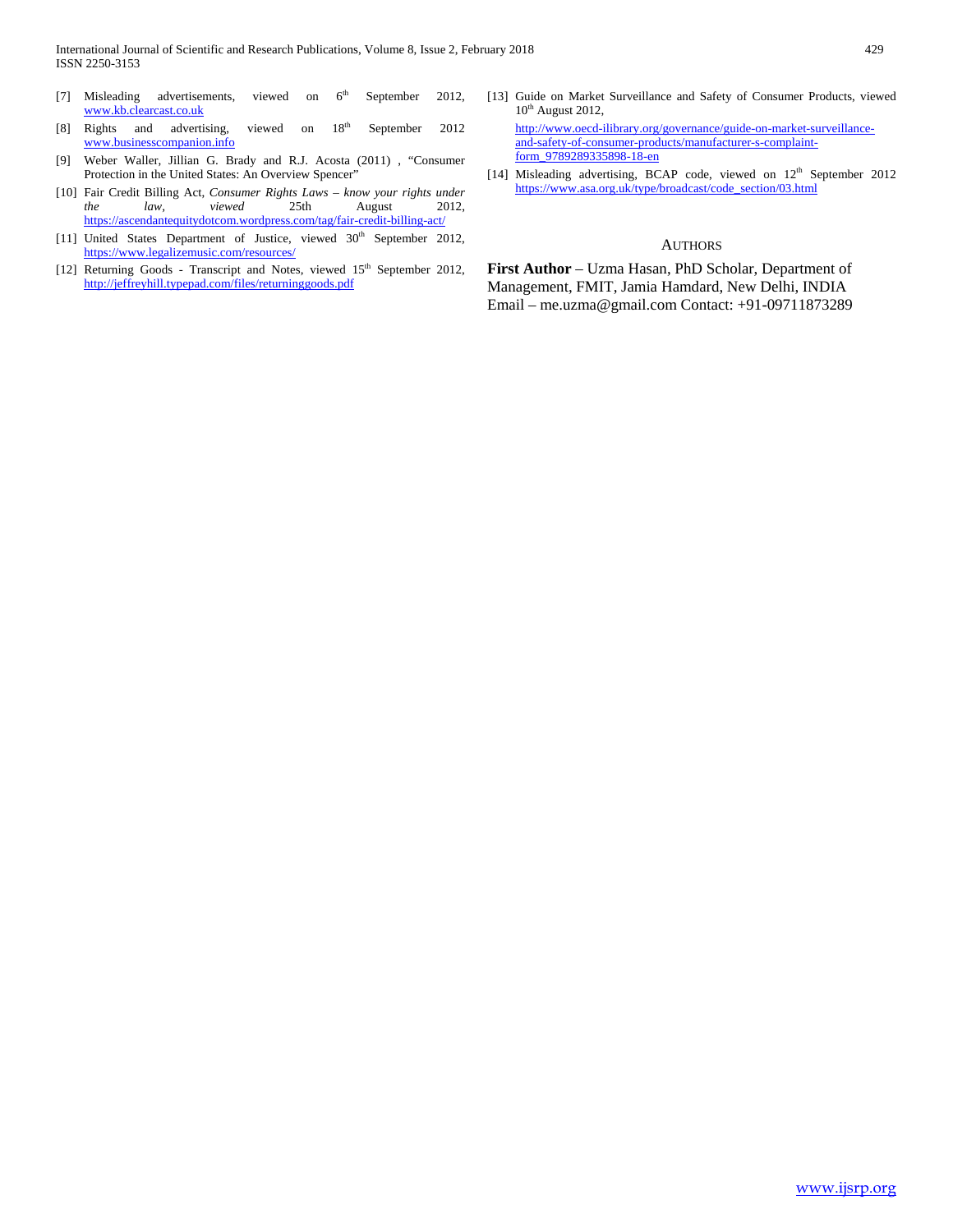[7] Misleading advertisements, viewed on 6th September 2012, www.kb.clearcast.co.uk

[8] Rights and advertising, viewed on 18th September 2012 www.businesscompanion.info

[9] Weber Waller, Jillian G. Brady and R.J. Acosta (2011) , "Consumer Protection in the United States: An Overview Spencer"

[10] Fair Credit Billing Act, *Consumer Rights Laws – know your rights under the law, viewed* 25th August 2012, https://ascendantequitydotcom.wordpress.com/tag/fair-credit-billing-act/

[11] United States Department of Justice, viewed 30th September 2012, https://www.legalizemusic.com/resources/

[12] Returning Goods - Transcript and Notes, viewed 15th September 2012, http://jeffreyhill.typepad.com/files/returninggoods.pdf

[13] Guide on Market Surveillance and Safety of Consumer Products, viewed 10th August 2012, http://www.oecd-ilibrary.org/governance/guide-on-market-surveillance-and-safety-of-consumer-products/manufacturer-s-complaint-form_9789289335898-18-en

[14] Misleading advertising, BCAP code, viewed on 12th September 2012 https://www.asa.org.uk/type/broadcast/code_section/03.html

## AUTHORS

**First Author** – Uzma Hasan, PhD Scholar, Department of Management, FMIT, Jamia Hamdard, New Delhi, INDIA Email – me.uzma@gmail.com Contact: +91-09711873289